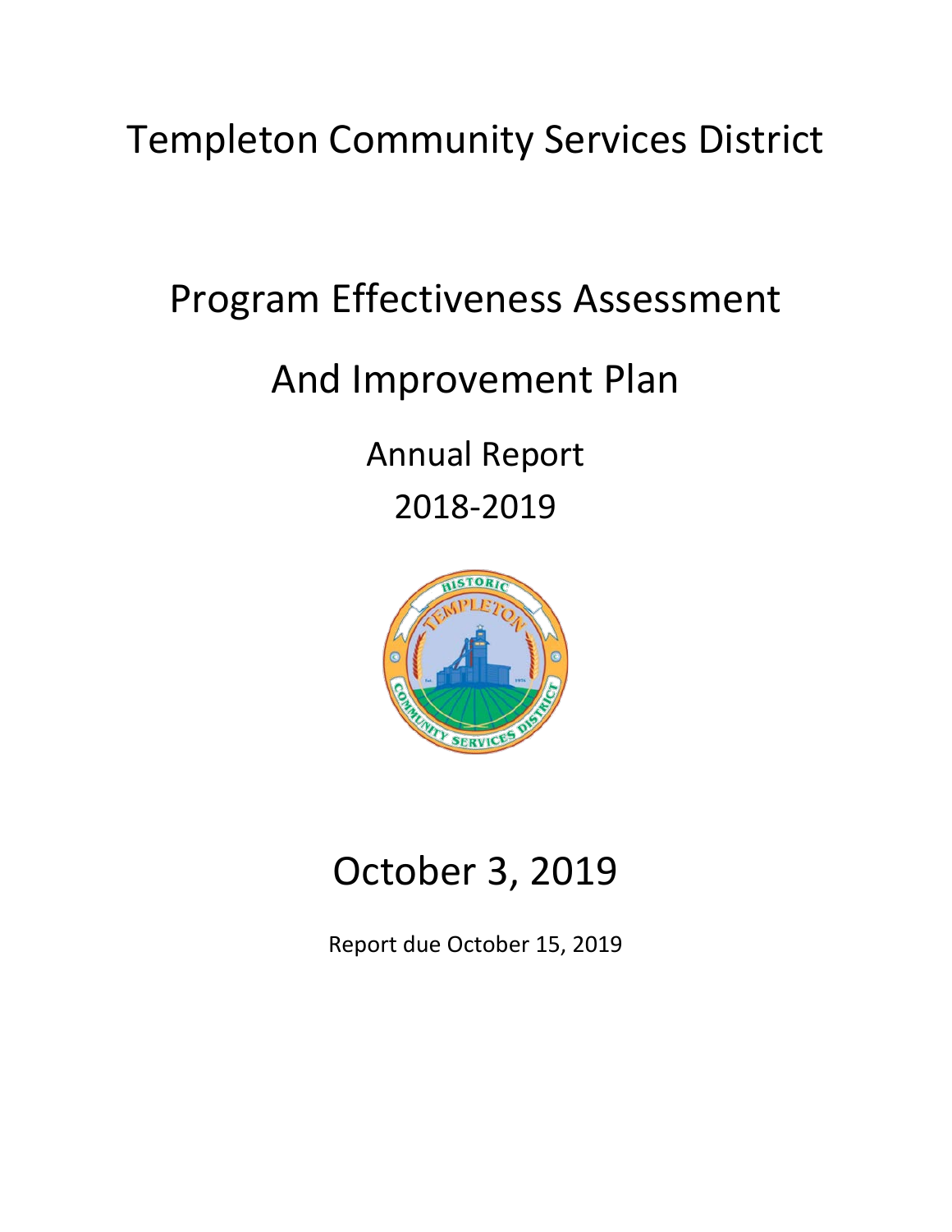# Templeton Community Services District

# Program Effectiveness Assessment

# And Improvement Plan

## Annual Report

## 2018-2019

# October 3, 2019

Report due October 15, 2019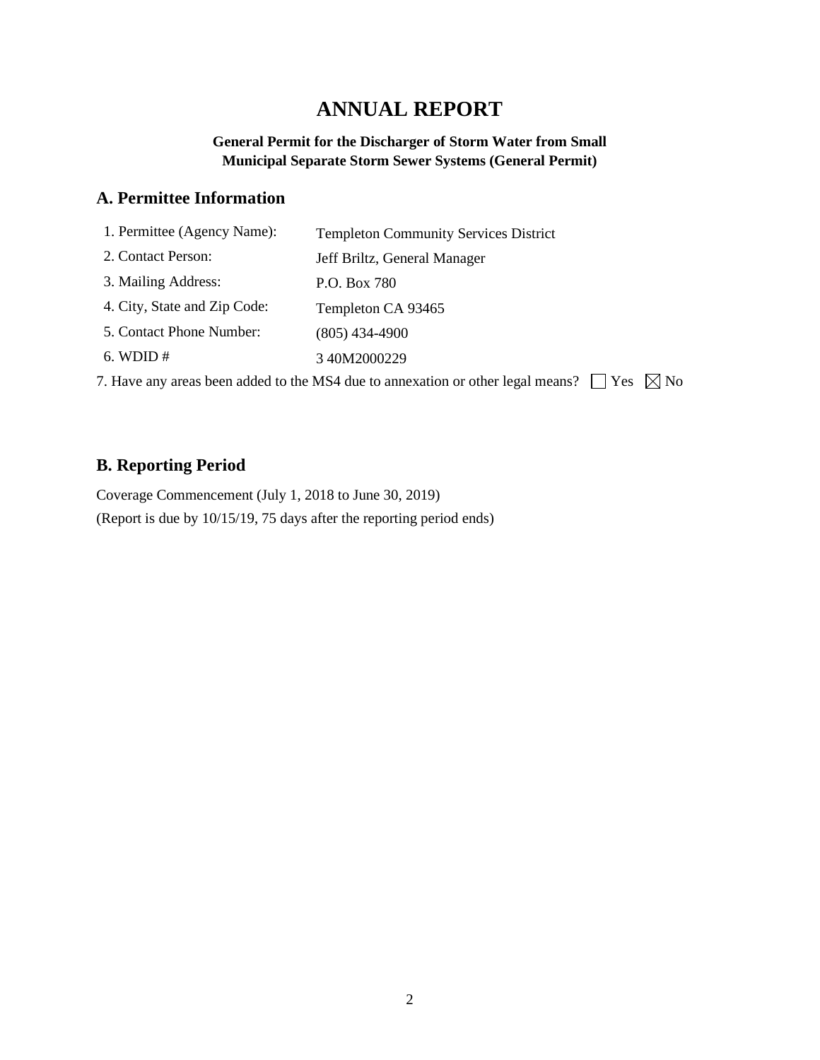# ANNUAL REPORT

**General Permit for the Discharger of Storm Water from Small Municipal Separate Storm Sewer Systems (General Permit)**

## A. Permittee Information

| | |
|---|---|
| 1. Permittee (Agency Name): | Templeton Community Services District |
| 2. Contact Person: | Jeff Briltz, General Manager |
| 3. Mailing Address: | P.O. Box 780 |
| 4. City, State and Zip Code: | Templeton CA 93465 |
| 5. Contact Phone Number: | (805) 434-4900 |
| 6. WDID # | 3 40M2000229 |

7. Have any areas been added to the MS4 due to annexation or other legal means? ☐ Yes ☒ No

## B. Reporting Period

Coverage Commencement (July 1, 2018 to June 30, 2019)

(Report is due by 10/15/19, 75 days after the reporting period ends)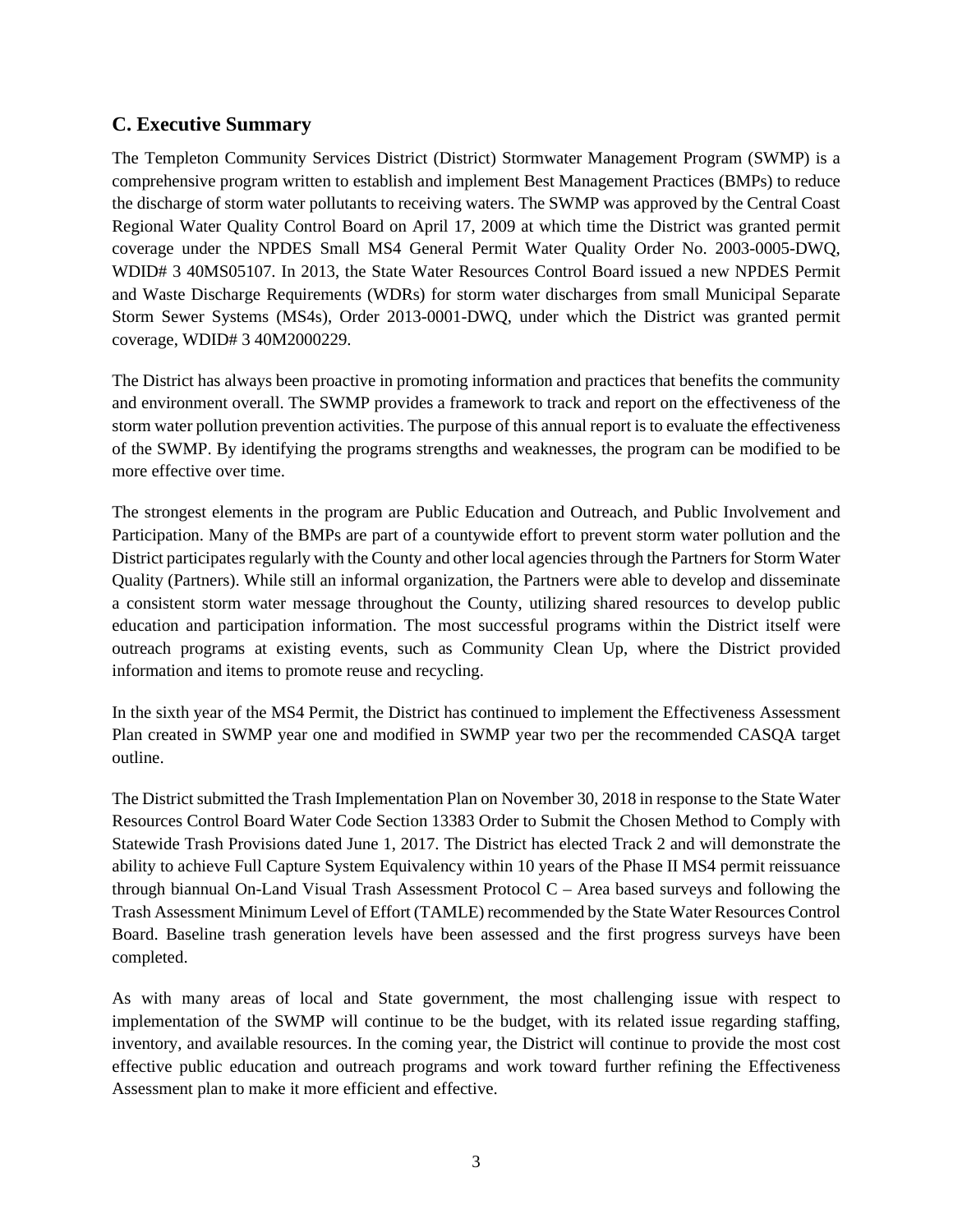## C. Executive Summary

The Templeton Community Services District (District) Stormwater Management Program (SWMP) is a comprehensive program written to establish and implement Best Management Practices (BMPs) to reduce the discharge of storm water pollutants to receiving waters. The SWMP was approved by the Central Coast Regional Water Quality Control Board on April 17, 2009 at which time the District was granted permit coverage under the NPDES Small MS4 General Permit Water Quality Order No. 2003-0005-DWQ, WDID# 3 40MS05107. In 2013, the State Water Resources Control Board issued a new NPDES Permit and Waste Discharge Requirements (WDRs) for storm water discharges from small Municipal Separate Storm Sewer Systems (MS4s), Order 2013-0001-DWQ, under which the District was granted permit coverage, WDID# 3 40M2000229.

The District has always been proactive in promoting information and practices that benefits the community and environment overall. The SWMP provides a framework to track and report on the effectiveness of the storm water pollution prevention activities. The purpose of this annual report is to evaluate the effectiveness of the SWMP. By identifying the programs strengths and weaknesses, the program can be modified to be more effective over time.

The strongest elements in the program are Public Education and Outreach, and Public Involvement and Participation. Many of the BMPs are part of a countywide effort to prevent storm water pollution and the District participates regularly with the County and other local agencies through the Partners for Storm Water Quality (Partners). While still an informal organization, the Partners were able to develop and disseminate a consistent storm water message throughout the County, utilizing shared resources to develop public education and participation information. The most successful programs within the District itself were outreach programs at existing events, such as Community Clean Up, where the District provided information and items to promote reuse and recycling.

In the sixth year of the MS4 Permit, the District has continued to implement the Effectiveness Assessment Plan created in SWMP year one and modified in SWMP year two per the recommended CASQA target outline.

The District submitted the Trash Implementation Plan on November 30, 2018 in response to the State Water Resources Control Board Water Code Section 13383 Order to Submit the Chosen Method to Comply with Statewide Trash Provisions dated June 1, 2017. The District has elected Track 2 and will demonstrate the ability to achieve Full Capture System Equivalency within 10 years of the Phase II MS4 permit reissuance through biannual On-Land Visual Trash Assessment Protocol C – Area based surveys and following the Trash Assessment Minimum Level of Effort (TAMLE) recommended by the State Water Resources Control Board. Baseline trash generation levels have been assessed and the first progress surveys have been completed.

As with many areas of local and State government, the most challenging issue with respect to implementation of the SWMP will continue to be the budget, with its related issue regarding staffing, inventory, and available resources. In the coming year, the District will continue to provide the most cost effective public education and outreach programs and work toward further refining the Effectiveness Assessment plan to make it more efficient and effective.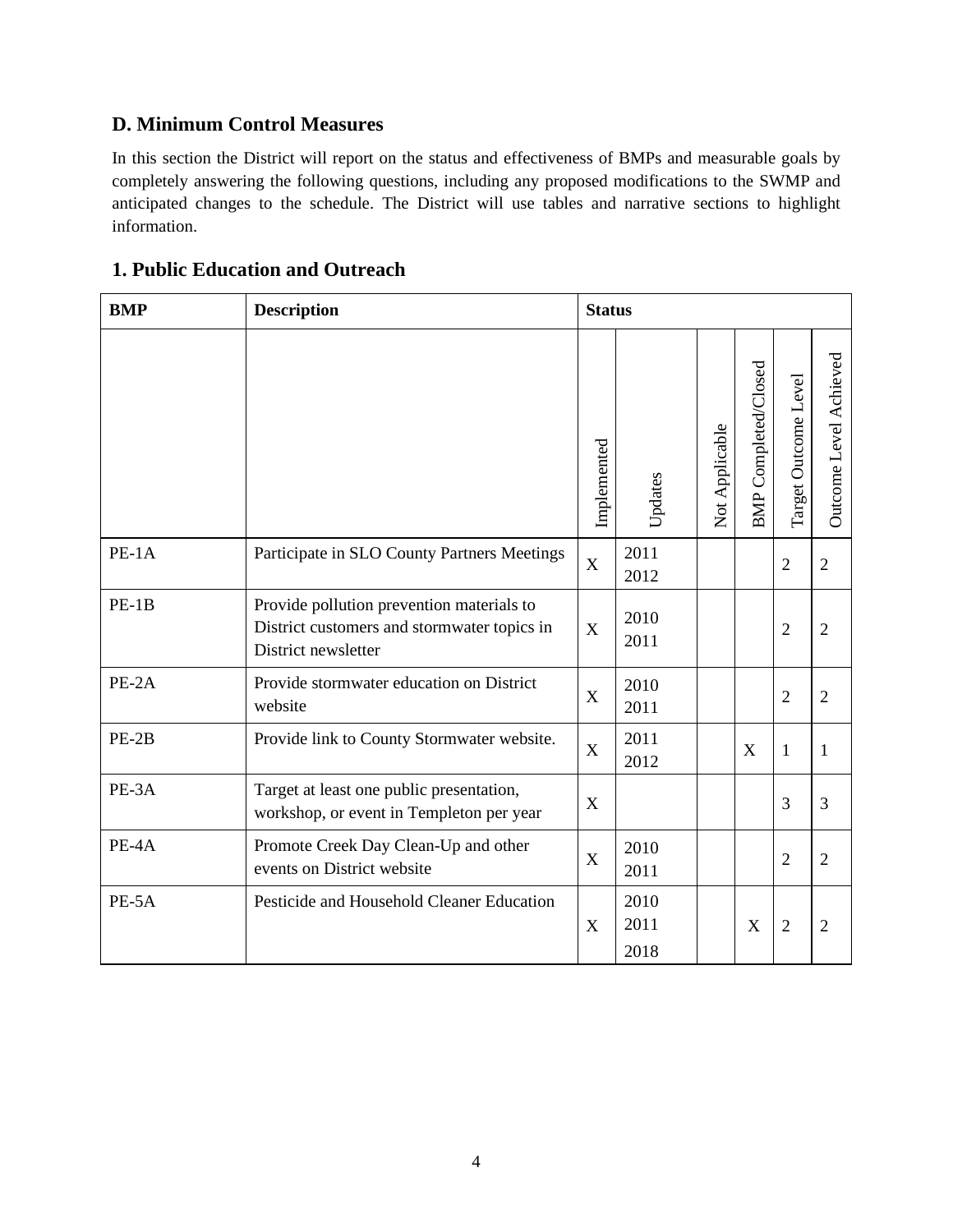## D. Minimum Control Measures

In this section the District will report on the status and effectiveness of BMPs and measurable goals by completely answering the following questions, including any proposed modifications to the SWMP and anticipated changes to the schedule. The District will use tables and narrative sections to highlight information.

## 1. Public Education and Outreach

| BMP | Description | Status | | | | | |
|---|---|---|---|---|---|---|---|
| | | Implemented | Updates | Not Applicable | BMP Completed/Closed | Target Outcome Level | Outcome Level Achieved |
| PE-1A | Participate in SLO County Partners Meetings | X | 2011 2012 | | | 2 | 2 |
| PE-1B | Provide pollution prevention materials to District customers and stormwater topics in District newsletter | X | 2010 2011 | | | 2 | 2 |
| PE-2A | Provide stormwater education on District website | X | 2010 2011 | | | 2 | 2 |
| PE-2B | Provide link to County Stormwater website. | X | 2011 2012 | | X | 1 | 1 |
| PE-3A | Target at least one public presentation, workshop, or event in Templeton per year | X | | | | 3 | 3 |
| PE-4A | Promote Creek Day Clean-Up and other events on District website | X | 2010 2011 | | | 2 | 2 |
| PE-5A | Pesticide and Household Cleaner Education | X | 2010 2011 2018 | | X | 2 | 2 |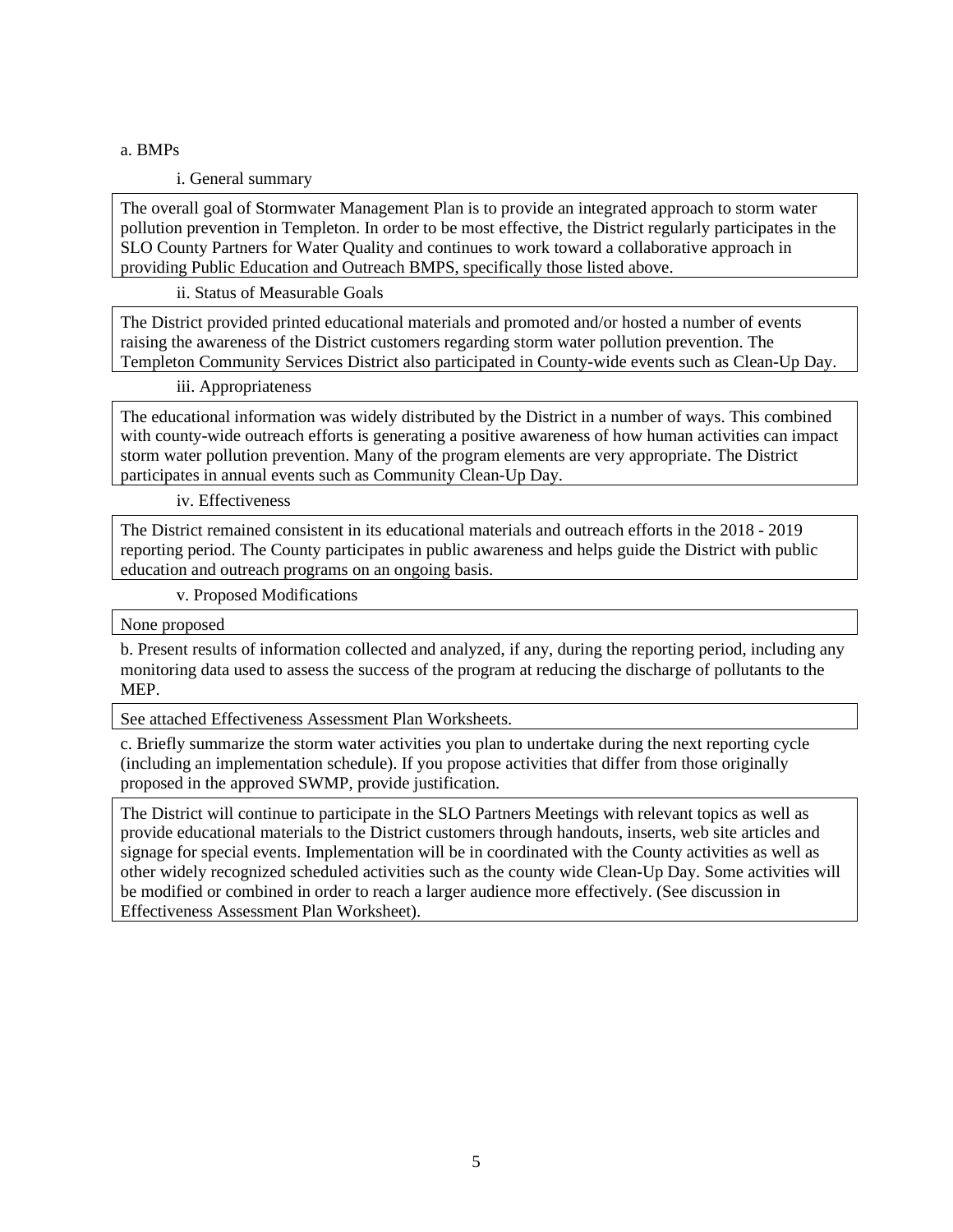a. BMPs

i. General summary

The overall goal of Stormwater Management Plan is to provide an integrated approach to storm water pollution prevention in Templeton. In order to be most effective, the District regularly participates in the SLO County Partners for Water Quality and continues to work toward a collaborative approach in providing Public Education and Outreach BMPS, specifically those listed above.

ii. Status of Measurable Goals

The District provided printed educational materials and promoted and/or hosted a number of events raising the awareness of the District customers regarding storm water pollution prevention. The Templeton Community Services District also participated in County-wide events such as Clean-Up Day.

iii. Appropriateness

The educational information was widely distributed by the District in a number of ways. This combined with county-wide outreach efforts is generating a positive awareness of how human activities can impact storm water pollution prevention. Many of the program elements are very appropriate. The District participates in annual events such as Community Clean-Up Day.

iv. Effectiveness

The District remained consistent in its educational materials and outreach efforts in the 2018 - 2019 reporting period. The County participates in public awareness and helps guide the District with public education and outreach programs on an ongoing basis.

v. Proposed Modifications

None proposed

b. Present results of information collected and analyzed, if any, during the reporting period, including any monitoring data used to assess the success of the program at reducing the discharge of pollutants to the MEP.

See attached Effectiveness Assessment Plan Worksheets.

c. Briefly summarize the storm water activities you plan to undertake during the next reporting cycle (including an implementation schedule). If you propose activities that differ from those originally proposed in the approved SWMP, provide justification.

The District will continue to participate in the SLO Partners Meetings with relevant topics as well as provide educational materials to the District customers through handouts, inserts, web site articles and signage for special events. Implementation will be in coordinated with the County activities as well as other widely recognized scheduled activities such as the county wide Clean-Up Day. Some activities will be modified or combined in order to reach a larger audience more effectively. (See discussion in Effectiveness Assessment Plan Worksheet).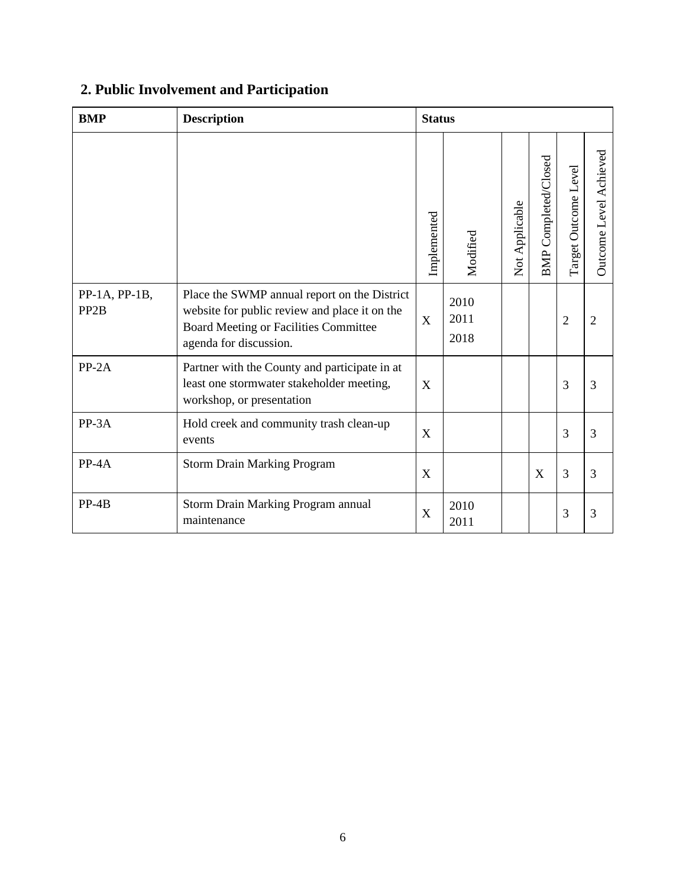## 2. Public Involvement and Participation

| BMP | Description | Status | | | | | |
|---|---|---|---|---|---|---|---|
| | | Implemented | Modified | Not Applicable | BMP Completed/Closed | Target Outcome Level | Outcome Level Achieved |
| PP-1A, PP-1B, PP2B | Place the SWMP annual report on the District website for public review and place it on the Board Meeting or Facilities Committee agenda for discussion. | X | 2010 2011 2018 | | | 2 | 2 |
| PP-2A | Partner with the County and participate in at least one stormwater stakeholder meeting, workshop, or presentation | X | | | | 3 | 3 |
| PP-3A | Hold creek and community trash clean-up events | X | | | | 3 | 3 |
| PP-4A | Storm Drain Marking Program | X | | | X | 3 | 3 |
| PP-4B | Storm Drain Marking Program annual maintenance | X | 2010 2011 | | | 3 | 3 |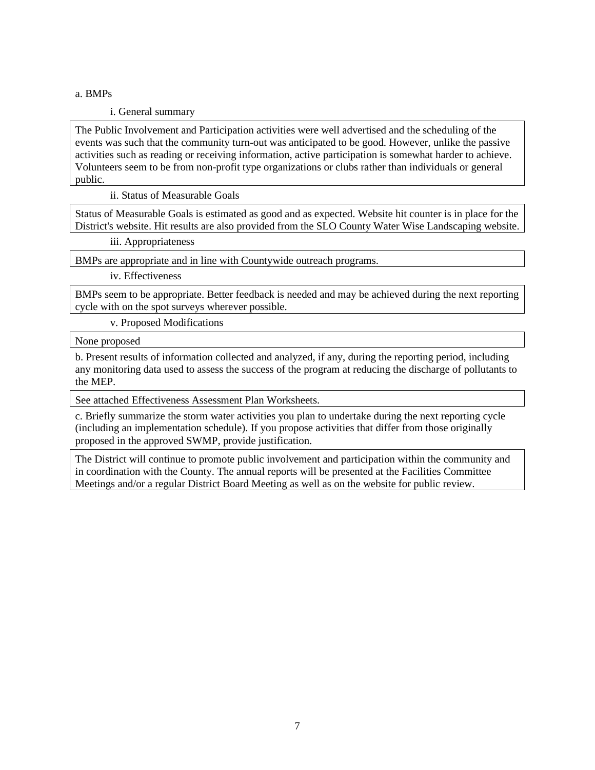a. BMPs

i. General summary

The Public Involvement and Participation activities were well advertised and the scheduling of the events was such that the community turn-out was anticipated to be good. However, unlike the passive activities such as reading or receiving information, active participation is somewhat harder to achieve. Volunteers seem to be from non-profit type organizations or clubs rather than individuals or general public.

ii. Status of Measurable Goals

Status of Measurable Goals is estimated as good and as expected. Website hit counter is in place for the District's website. Hit results are also provided from the SLO County Water Wise Landscaping website.

iii. Appropriateness

BMPs are appropriate and in line with Countywide outreach programs.

iv. Effectiveness

BMPs seem to be appropriate. Better feedback is needed and may be achieved during the next reporting cycle with on the spot surveys wherever possible.

v. Proposed Modifications

None proposed

b. Present results of information collected and analyzed, if any, during the reporting period, including any monitoring data used to assess the success of the program at reducing the discharge of pollutants to the MEP.

See attached Effectiveness Assessment Plan Worksheets.

c. Briefly summarize the storm water activities you plan to undertake during the next reporting cycle (including an implementation schedule). If you propose activities that differ from those originally proposed in the approved SWMP, provide justification.

The District will continue to promote public involvement and participation within the community and in coordination with the County. The annual reports will be presented at the Facilities Committee Meetings and/or a regular District Board Meeting as well as on the website for public review.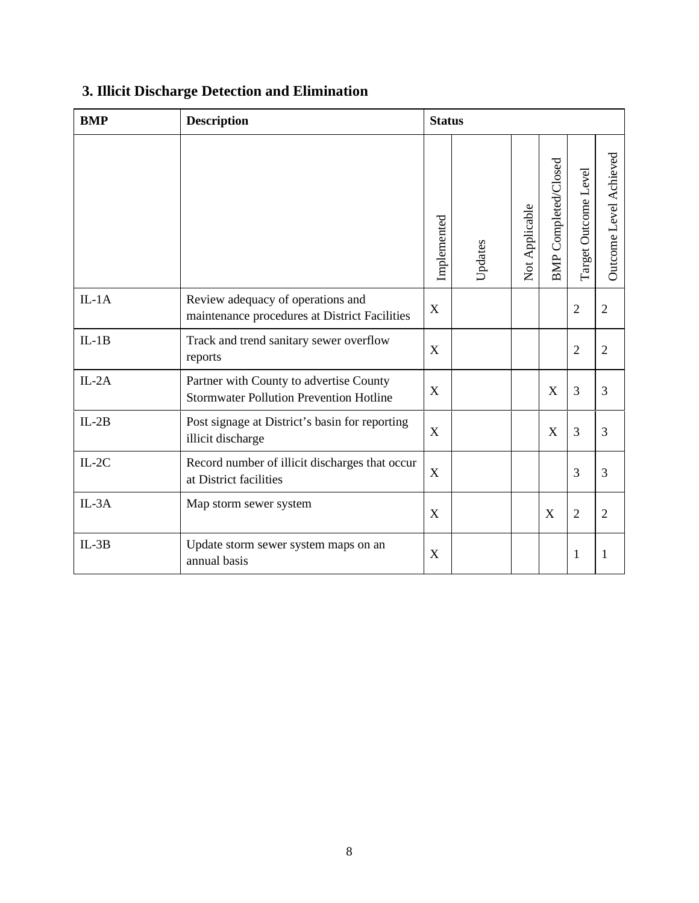### 3. Illicit Discharge Detection and Elimination

| BMP | Description | Status | | | | | |
|---|---|---|---|---|---|---|---|
| | | Implemented | Updates | Not Applicable | BMP Completed/Closed | Target Outcome Level | Outcome Level Achieved |
| IL-1A | Review adequacy of operations and maintenance procedures at District Facilities | X | | | | 2 | 2 |
| IL-1B | Track and trend sanitary sewer overflow reports | X | | | | 2 | 2 |
| IL-2A | Partner with County to advertise County Stormwater Pollution Prevention Hotline | X | | | X | 3 | 3 |
| IL-2B | Post signage at District's basin for reporting illicit discharge | X | | | X | 3 | 3 |
| IL-2C | Record number of illicit discharges that occur at District facilities | X | | | | 3 | 3 |
| IL-3A | Map storm sewer system | X | | | X | 2 | 2 |
| IL-3B | Update storm sewer system maps on an annual basis | X | | | | 1 | 1 |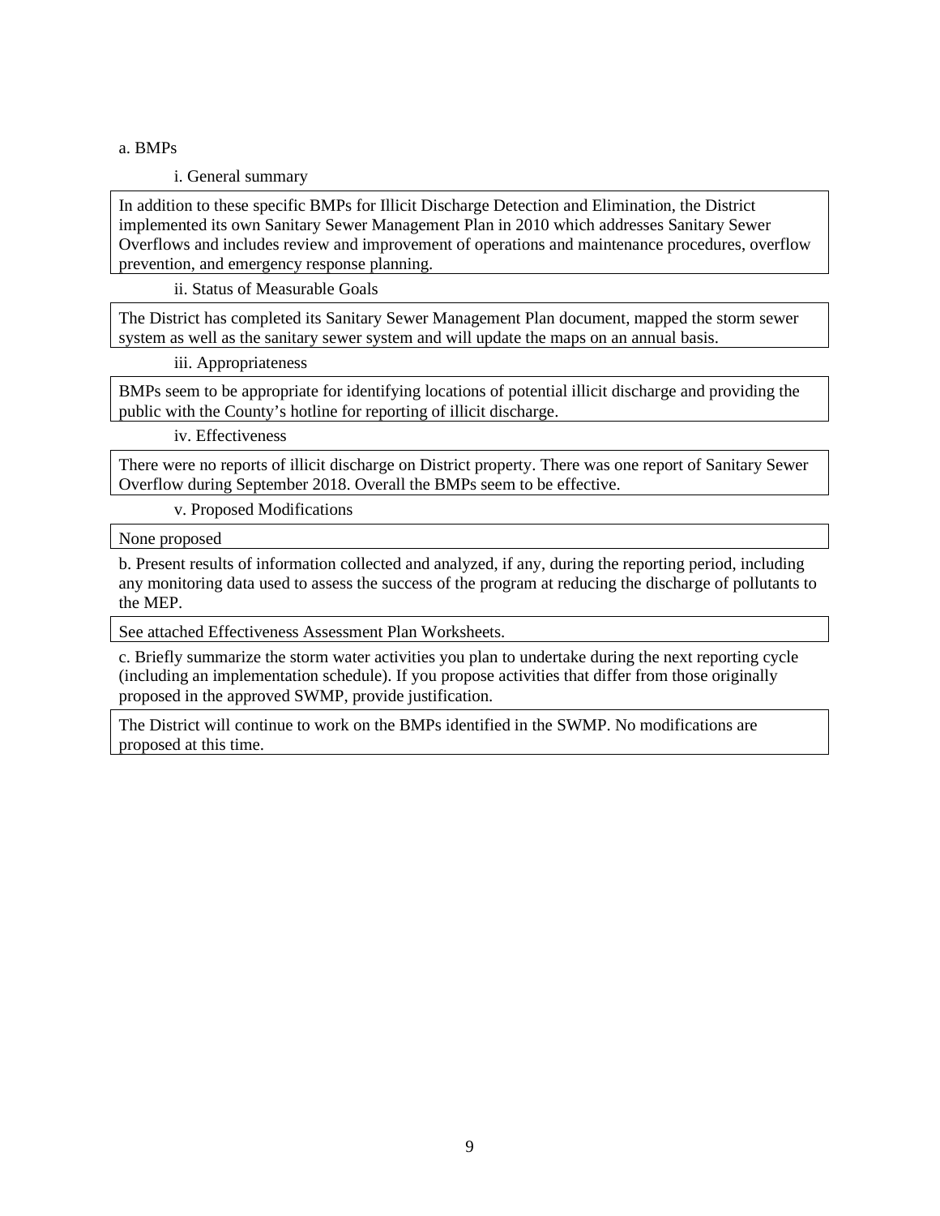a. BMPs

i. General summary

In addition to these specific BMPs for Illicit Discharge Detection and Elimination, the District implemented its own Sanitary Sewer Management Plan in 2010 which addresses Sanitary Sewer Overflows and includes review and improvement of operations and maintenance procedures, overflow prevention, and emergency response planning.

ii. Status of Measurable Goals

The District has completed its Sanitary Sewer Management Plan document, mapped the storm sewer system as well as the sanitary sewer system and will update the maps on an annual basis.

iii. Appropriateness

BMPs seem to be appropriate for identifying locations of potential illicit discharge and providing the public with the County's hotline for reporting of illicit discharge.

iv. Effectiveness

There were no reports of illicit discharge on District property. There was one report of Sanitary Sewer Overflow during September 2018. Overall the BMPs seem to be effective.

v. Proposed Modifications

None proposed

b. Present results of information collected and analyzed, if any, during the reporting period, including any monitoring data used to assess the success of the program at reducing the discharge of pollutants to the MEP.

See attached Effectiveness Assessment Plan Worksheets.

c. Briefly summarize the storm water activities you plan to undertake during the next reporting cycle (including an implementation schedule). If you propose activities that differ from those originally proposed in the approved SWMP, provide justification.

The District will continue to work on the BMPs identified in the SWMP. No modifications are proposed at this time.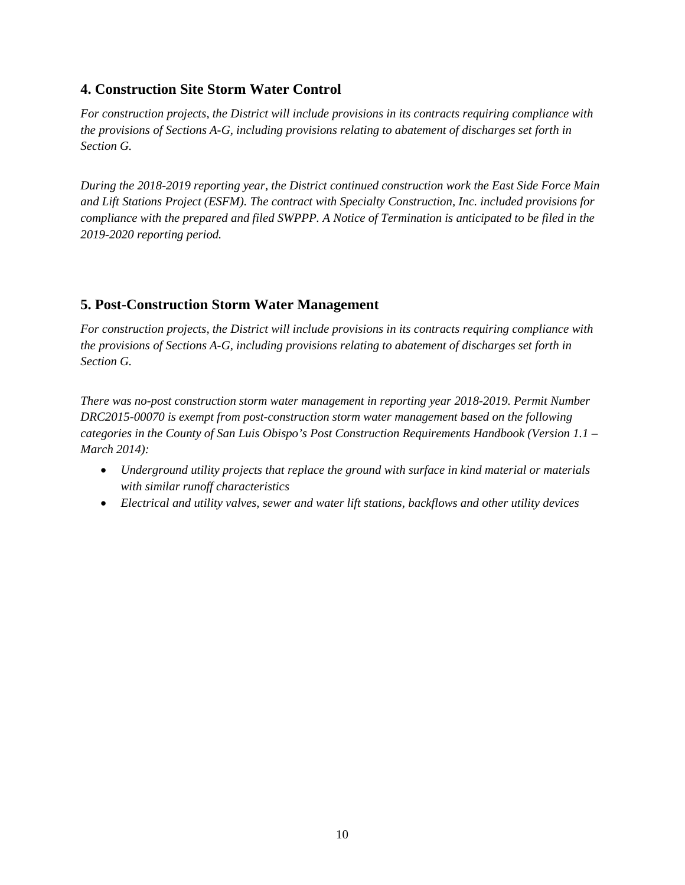## 4. Construction Site Storm Water Control

*For construction projects, the District will include provisions in its contracts requiring compliance with the provisions of Sections A-G, including provisions relating to abatement of discharges set forth in Section G.*

*During the 2018-2019 reporting year, the District continued construction work the East Side Force Main and Lift Stations Project (ESFM). The contract with Specialty Construction, Inc. included provisions for compliance with the prepared and filed SWPPP. A Notice of Termination is anticipated to be filed in the 2019-2020 reporting period.*

## 5. Post-Construction Storm Water Management

*For construction projects, the District will include provisions in its contracts requiring compliance with the provisions of Sections A-G, including provisions relating to abatement of discharges set forth in Section G.*

*There was no-post construction storm water management in reporting year 2018-2019. Permit Number DRC2015-00070 is exempt from post-construction storm water management based on the following categories in the County of San Luis Obispo's Post Construction Requirements Handbook (Version 1.1 – March 2014):*

- *Underground utility projects that replace the ground with surface in kind material or materials with similar runoff characteristics*
- *Electrical and utility valves, sewer and water lift stations, backflows and other utility devices*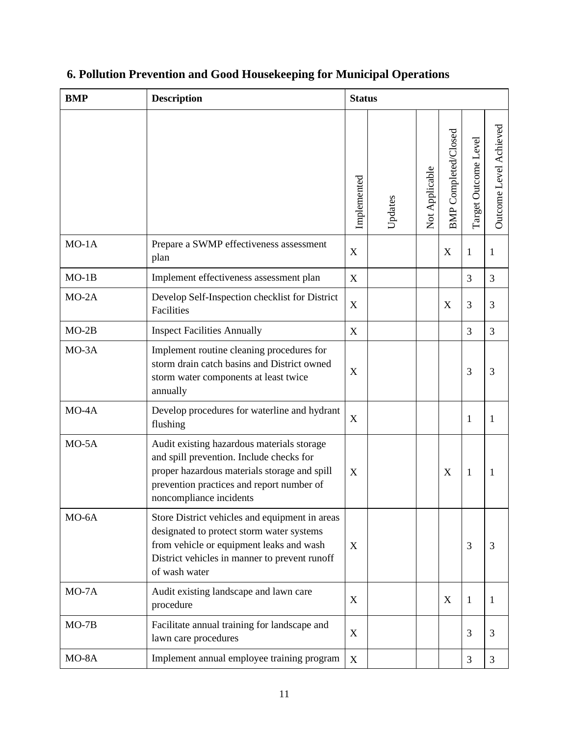## 6. Pollution Prevention and Good Housekeeping for Municipal Operations

| BMP | Description | Status | | | | | |
|---|---|---|---|---|---|---|---|
| | | Implemented | Updates | Not Applicable | BMP Completed/Closed | Target Outcome Level | Outcome Level Achieved |
| MO-1A | Prepare a SWMP effectiveness assessment plan | X | | | X | 1 | 1 |
| MO-1B | Implement effectiveness assessment plan | X | | | | 3 | 3 |
| MO-2A | Develop Self-Inspection checklist for District Facilities | X | | | X | 3 | 3 |
| MO-2B | Inspect Facilities Annually | X | | | | 3 | 3 |
| MO-3A | Implement routine cleaning procedures for storm drain catch basins and District owned storm water components at least twice annually | X | | | | 3 | 3 |
| MO-4A | Develop procedures for waterline and hydrant flushing | X | | | | 1 | 1 |
| MO-5A | Audit existing hazardous materials storage and spill prevention. Include checks for proper hazardous materials storage and spill prevention practices and report number of noncompliance incidents | X | | | X | 1 | 1 |
| MO-6A | Store District vehicles and equipment in areas designated to protect storm water systems from vehicle or equipment leaks and wash District vehicles in manner to prevent runoff of wash water | X | | | | 3 | 3 |
| MO-7A | Audit existing landscape and lawn care procedure | X | | | X | 1 | 1 |
| MO-7B | Facilitate annual training for landscape and lawn care procedures | X | | | | 3 | 3 |
| MO-8A | Implement annual employee training program | X | | | | 3 | 3 |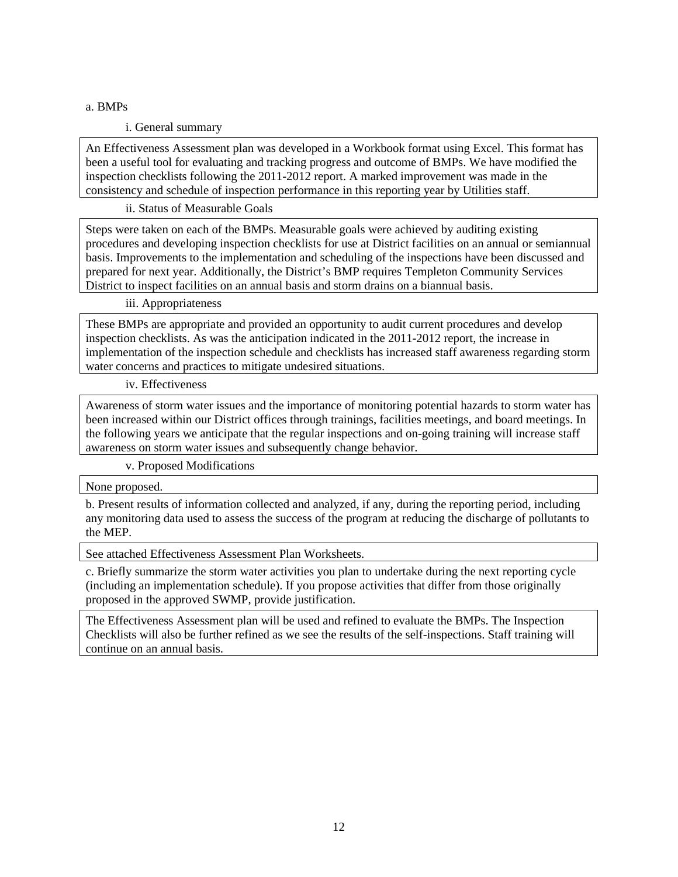a. BMPs

i. General summary

An Effectiveness Assessment plan was developed in a Workbook format using Excel. This format has been a useful tool for evaluating and tracking progress and outcome of BMPs. We have modified the inspection checklists following the 2011-2012 report. A marked improvement was made in the consistency and schedule of inspection performance in this reporting year by Utilities staff.

ii. Status of Measurable Goals

Steps were taken on each of the BMPs. Measurable goals were achieved by auditing existing procedures and developing inspection checklists for use at District facilities on an annual or semiannual basis. Improvements to the implementation and scheduling of the inspections have been discussed and prepared for next year. Additionally, the District's BMP requires Templeton Community Services District to inspect facilities on an annual basis and storm drains on a biannual basis.

iii. Appropriateness

These BMPs are appropriate and provided an opportunity to audit current procedures and develop inspection checklists. As was the anticipation indicated in the 2011-2012 report, the increase in implementation of the inspection schedule and checklists has increased staff awareness regarding storm water concerns and practices to mitigate undesired situations.

iv. Effectiveness

Awareness of storm water issues and the importance of monitoring potential hazards to storm water has been increased within our District offices through trainings, facilities meetings, and board meetings. In the following years we anticipate that the regular inspections and on-going training will increase staff awareness on storm water issues and subsequently change behavior.

v. Proposed Modifications

None proposed.

b. Present results of information collected and analyzed, if any, during the reporting period, including any monitoring data used to assess the success of the program at reducing the discharge of pollutants to the MEP.

See attached Effectiveness Assessment Plan Worksheets.

c. Briefly summarize the storm water activities you plan to undertake during the next reporting cycle (including an implementation schedule). If you propose activities that differ from those originally proposed in the approved SWMP, provide justification.

The Effectiveness Assessment plan will be used and refined to evaluate the BMPs. The Inspection Checklists will also be further refined as we see the results of the self-inspections. Staff training will continue on an annual basis.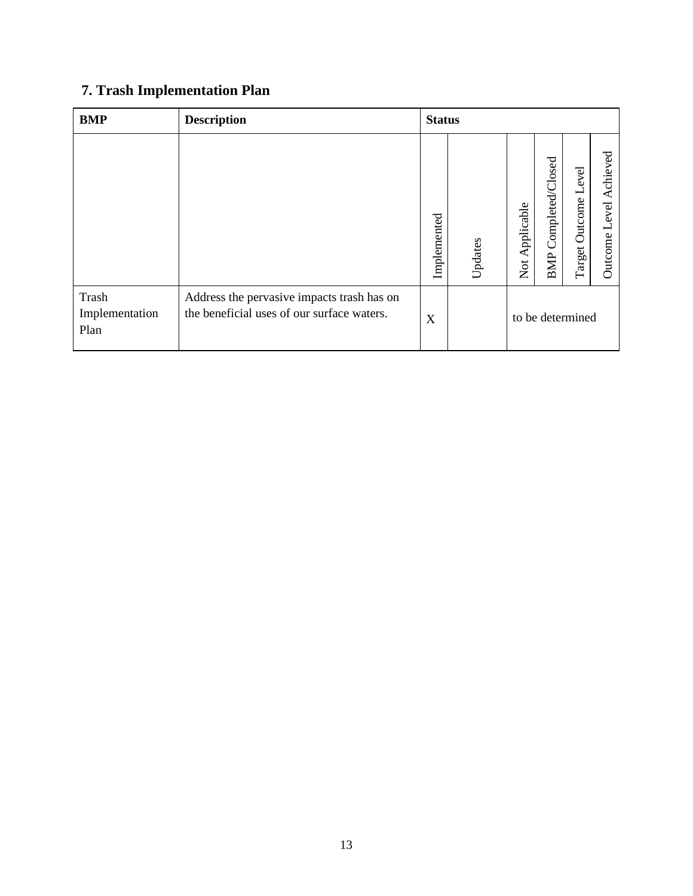## 7. Trash Implementation Plan

| BMP | Description | Status | | | | | |
|---|---|---|---|---|---|---|---|
| | | Implemented | Updates | Not Applicable | BMP Completed/Closed | Target Outcome Level | Outcome Level Achieved |
| Trash Implementation Plan | Address the pervasive impacts trash has on the beneficial uses of our surface waters. | X | | to be determined | | | |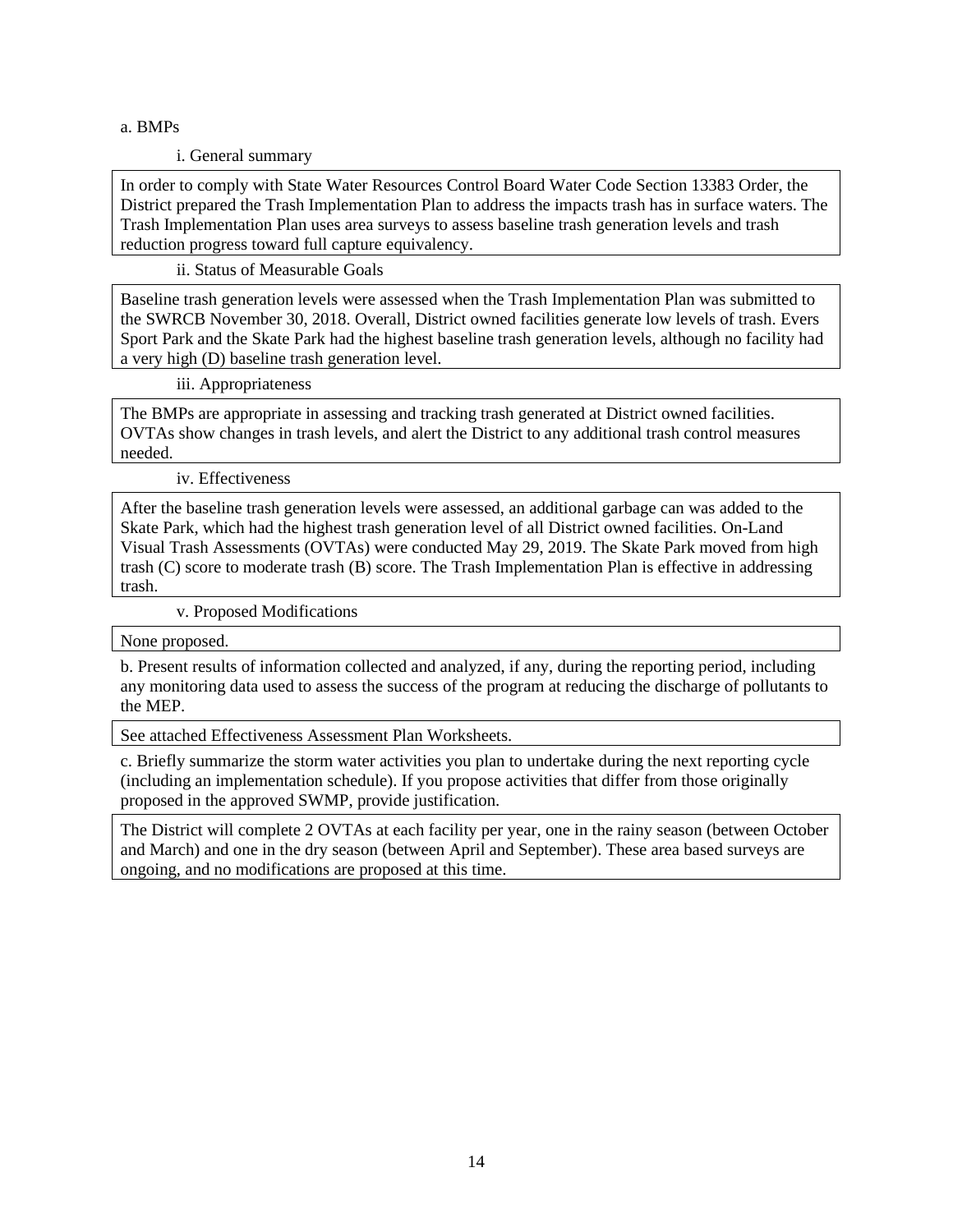a. BMPs

i. General summary

In order to comply with State Water Resources Control Board Water Code Section 13383 Order, the District prepared the Trash Implementation Plan to address the impacts trash has in surface waters. The Trash Implementation Plan uses area surveys to assess baseline trash generation levels and trash reduction progress toward full capture equivalency.

ii. Status of Measurable Goals

Baseline trash generation levels were assessed when the Trash Implementation Plan was submitted to the SWRCB November 30, 2018. Overall, District owned facilities generate low levels of trash. Evers Sport Park and the Skate Park had the highest baseline trash generation levels, although no facility had a very high (D) baseline trash generation level.

iii. Appropriateness

The BMPs are appropriate in assessing and tracking trash generated at District owned facilities. OVTAs show changes in trash levels, and alert the District to any additional trash control measures needed.

iv. Effectiveness

After the baseline trash generation levels were assessed, an additional garbage can was added to the Skate Park, which had the highest trash generation level of all District owned facilities. On-Land Visual Trash Assessments (OVTAs) were conducted May 29, 2019. The Skate Park moved from high trash (C) score to moderate trash (B) score. The Trash Implementation Plan is effective in addressing trash.

v. Proposed Modifications

None proposed.

b. Present results of information collected and analyzed, if any, during the reporting period, including any monitoring data used to assess the success of the program at reducing the discharge of pollutants to the MEP.

See attached Effectiveness Assessment Plan Worksheets.

c. Briefly summarize the storm water activities you plan to undertake during the next reporting cycle (including an implementation schedule). If you propose activities that differ from those originally proposed in the approved SWMP, provide justification.

The District will complete 2 OVTAs at each facility per year, one in the rainy season (between October and March) and one in the dry season (between April and September). These area based surveys are ongoing, and no modifications are proposed at this time.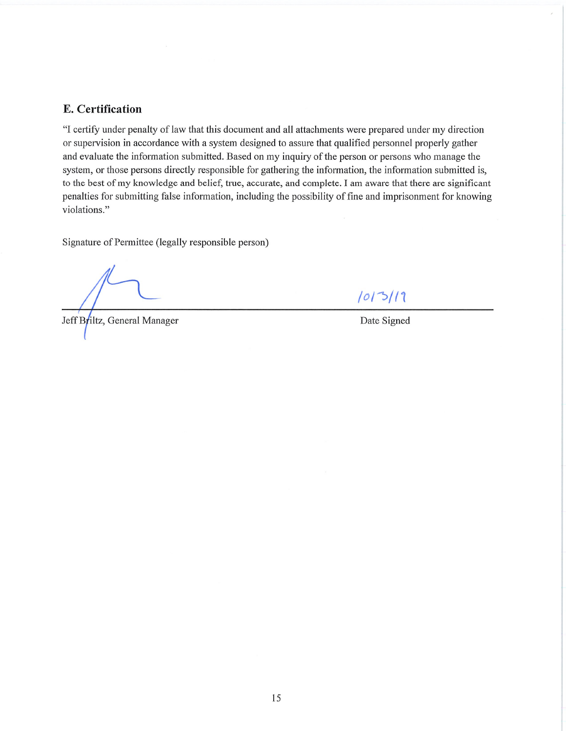## E. Certification

"I certify under penalty of law that this document and all attachments were prepared under my direction or supervision in accordance with a system designed to assure that qualified personnel properly gather and evaluate the information submitted. Based on my inquiry of the person or persons who manage the system, or those persons directly responsible for gathering the information, the information submitted is, to the best of my knowledge and belief, true, accurate, and complete. I am aware that there are significant penalties for submitting false information, including the possibility of fine and imprisonment for knowing violations."

Signature of Permittee (legally responsible person)

| | |
|---|---|
| Jeff Briltz, General Manager | 10/3/19 |
| | Date Signed |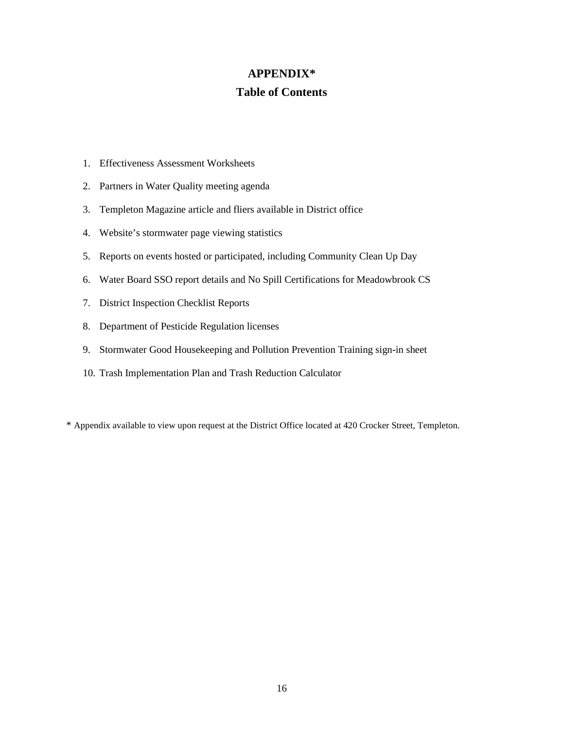# APPENDIX*

## Table of Contents

1. Effectiveness Assessment Worksheets
2. Partners in Water Quality meeting agenda
3. Templeton Magazine article and fliers available in District office
4. Website's stormwater page viewing statistics
5. Reports on events hosted or participated, including Community Clean Up Day
6. Water Board SSO report details and No Spill Certifications for Meadowbrook CS
7. District Inspection Checklist Reports
8. Department of Pesticide Regulation licenses
9. Stormwater Good Housekeeping and Pollution Prevention Training sign-in sheet
10. Trash Implementation Plan and Trash Reduction Calculator

\* Appendix available to view upon request at the District Office located at 420 Crocker Street, Templeton.